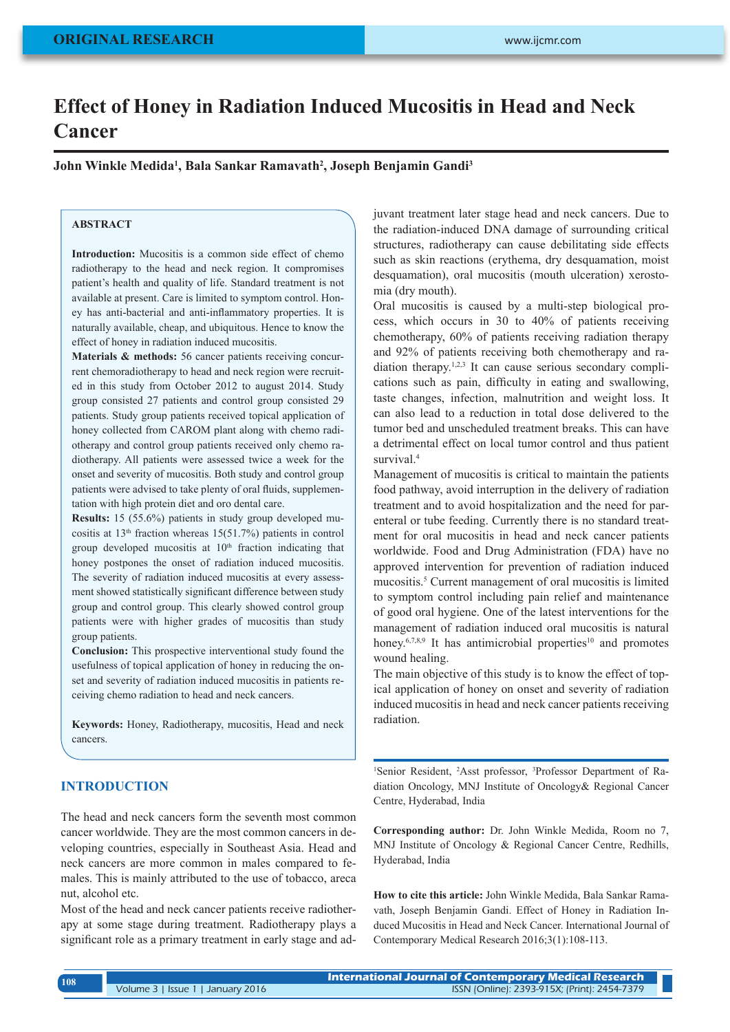ORIGINAL RESEARCH

# Effect of Honey in Radiation Induced Mucositis in Head and Neck Cancer

**John Winkle Medida[1], Bala Sankar Ramavath[2], Joseph Benjamin Gandi[3]**

## ABSTRACT

**Introduction:** Mucositis is a common side effect of chemo radiotherapy to the head and neck region. It compromises patient's health and quality of life. Standard treatment is not available at present. Care is limited to symptom control. Honey has anti-bacterial and anti-inflammatory properties. It is naturally available, cheap, and ubiquitous. Hence to know the effect of honey in radiation induced mucositis.

**Materials & methods:** 56 cancer patients receiving concurrent chemoradiotherapy to head and neck region were recruited in this study from October 2012 to august 2014. Study group consisted 27 patients and control group consisted 29 patients. Study group patients received topical application of honey collected from CAROM plant along with chemo radiotherapy and control group patients received only chemo radiotherapy. All patients were assessed twice a week for the onset and severity of mucositis. Both study and control group patients were advised to take plenty of oral fluids, supplementation with high protein diet and oro dental care.

**Results:** 15 (55.6%) patients in study group developed mucositis at 13th fraction whereas 15(51.7%) patients in control group developed mucositis at 10th fraction indicating that honey postpones the onset of radiation induced mucositis. The severity of radiation induced mucositis at every assessment showed statistically significant difference between study group and control group. This clearly showed control group patients were with higher grades of mucositis than study group patients.

**Conclusion:** This prospective interventional study found the usefulness of topical application of honey in reducing the onset and severity of radiation induced mucositis in patients receiving chemo radiation to head and neck cancers.

**Keywords:** Honey, Radiotherapy, mucositis, Head and neck cancers.

## INTRODUCTION

The head and neck cancers form the seventh most common cancer worldwide. They are the most common cancers in developing countries, especially in Southeast Asia. Head and neck cancers are more common in males compared to females. This is mainly attributed to the use of tobacco, areca nut, alcohol etc.

Most of the head and neck cancer patients receive radiotherapy at some stage during treatment. Radiotherapy plays a significant role as a primary treatment in early stage and adjuvant treatment later stage head and neck cancers. Due to the radiation-induced DNA damage of surrounding critical structures, radiotherapy can cause debilitating side effects such as skin reactions (erythema, dry desquamation, moist desquamation), oral mucositis (mouth ulceration) xerostomia (dry mouth).

Oral mucositis is caused by a multi-step biological process, which occurs in 30 to 40% of patients receiving chemotherapy, 60% of patients receiving radiation therapy and 92% of patients receiving both chemotherapy and radiation therapy.[1,2,3] It can cause serious secondary complications such as pain, difficulty in eating and swallowing, taste changes, infection, malnutrition and weight loss. It can also lead to a reduction in total dose delivered to the tumor bed and unscheduled treatment breaks. This can have a detrimental effect on local tumor control and thus patient survival.[4]

Management of mucositis is critical to maintain the patients food pathway, avoid interruption in the delivery of radiation treatment and to avoid hospitalization and the need for parenteral or tube feeding. Currently there is no standard treatment for oral mucositis in head and neck cancer patients worldwide. Food and Drug Administration (FDA) have no approved intervention for prevention of radiation induced mucositis.[5] Current management of oral mucositis is limited to symptom control including pain relief and maintenance of good oral hygiene. One of the latest interventions for the management of radiation induced oral mucositis is natural honey.[6,7,8,9] It has antimicrobial properties[10] and promotes wound healing.

The main objective of this study is to know the effect of topical application of honey on onset and severity of radiation induced mucositis in head and neck cancer patients receiving radiation.

[1]Senior Resident, [2]Asst professor, [3]Professor Department of Radiation Oncology, MNJ Institute of Oncology& Regional Cancer Centre, Hyderabad, India

**Corresponding author:** Dr. John Winkle Medida, Room no 7, MNJ Institute of Oncology & Regional Cancer Centre, Redhills, Hyderabad, India

**How to cite this article:** John Winkle Medida, Bala Sankar Ramavath, Joseph Benjamin Gandi. Effect of Honey in Radiation Induced Mucositis in Head and Neck Cancer. International Journal of Contemporary Medical Research 2016;3(1):108-113.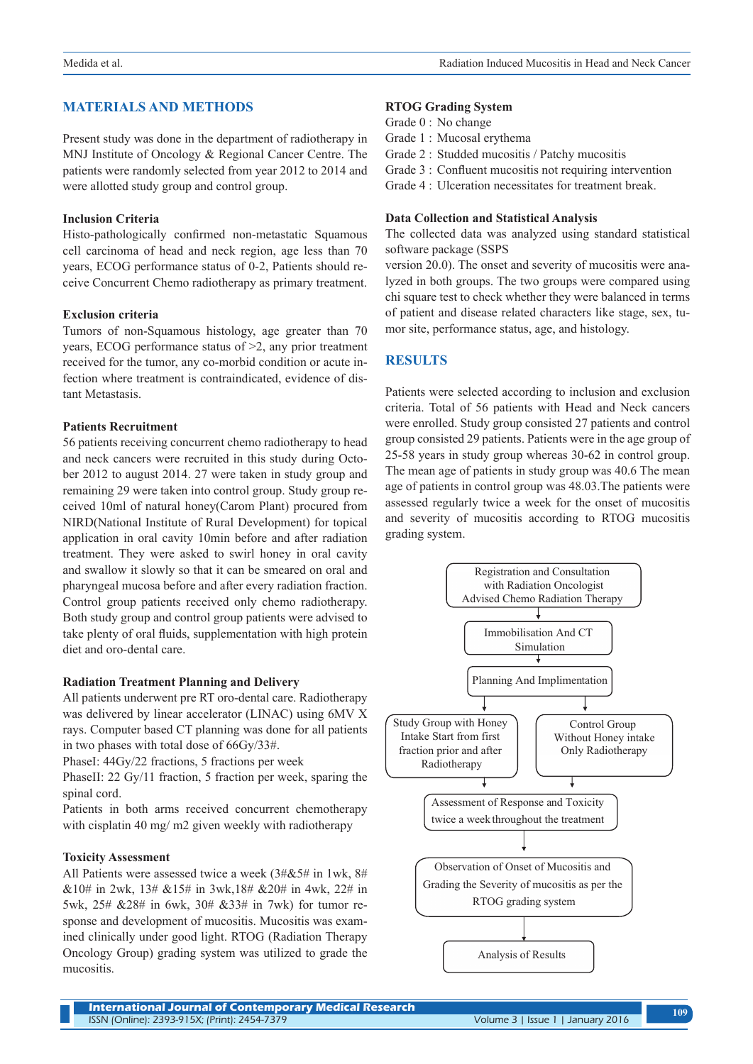## MATERIALS AND METHODS

Present study was done in the department of radiotherapy in MNJ Institute of Oncology & Regional Cancer Centre. The patients were randomly selected from year 2012 to 2014 and were allotted study group and control group.

### Inclusion Criteria

Histo-pathologically confirmed non-metastatic Squamous cell carcinoma of head and neck region, age less than 70 years, ECOG performance status of 0-2, Patients should receive Concurrent Chemo radiotherapy as primary treatment.

### Exclusion criteria

Tumors of non-Squamous histology, age greater than 70 years, ECOG performance status of >2, any prior treatment received for the tumor, any co-morbid condition or acute infection where treatment is contraindicated, evidence of distant Metastasis.

### Patients Recruitment

56 patients receiving concurrent chemo radiotherapy to head and neck cancers were recruited in this study during October 2012 to august 2014. 27 were taken in study group and remaining 29 were taken into control group. Study group received 10ml of natural honey(Carom Plant) procured from NIRD(National Institute of Rural Development) for topical application in oral cavity 10min before and after radiation treatment. They were asked to swirl honey in oral cavity and swallow it slowly so that it can be smeared on oral and pharyngeal mucosa before and after every radiation fraction. Control group patients received only chemo radiotherapy. Both study group and control group patients were advised to take plenty of oral fluids, supplementation with high protein diet and oro-dental care.

### Radiation Treatment Planning and Delivery

All patients underwent pre RT oro-dental care. Radiotherapy was delivered by linear accelerator (LINAC) using 6MV X rays. Computer based CT planning was done for all patients in two phases with total dose of 66Gy/33#.

PhaseI: 44Gy/22 fractions, 5 fractions per week

PhaseII: 22 Gy/11 fraction, 5 fraction per week, sparing the spinal cord.

Patients in both arms received concurrent chemotherapy with cisplatin 40 mg/ m2 given weekly with radiotherapy

### Toxicity Assessment

All Patients were assessed twice a week (3#&5# in 1wk, 8# &10# in 2wk, 13# &15# in 3wk,18# &20# in 4wk, 22# in 5wk, 25# &28# in 6wk, 30# &33# in 7wk) for tumor response and development of mucositis. Mucositis was examined clinically under good light. RTOG (Radiation Therapy Oncology Group) grading system was utilized to grade the mucositis.

### RTOG Grading System

Grade 0 : No change
Grade 1 : Mucosal erythema
Grade 2 : Studded mucositis / Patchy mucositis
Grade 3 : Confluent mucositis not requiring intervention
Grade 4 : Ulceration necessitates for treatment break.

### Data Collection and Statistical Analysis

The collected data was analyzed using standard statistical software package (SSPS
version 20.0). The onset and severity of mucositis were analyzed in both groups. The two groups were compared using chi square test to check whether they were balanced in terms of patient and disease related characters like stage, sex, tumor site, performance status, age, and histology.

## RESULTS

Patients were selected according to inclusion and exclusion criteria. Total of 56 patients with Head and Neck cancers were enrolled. Study group consisted 27 patients and control group consisted 29 patients. Patients were in the age group of 25-58 years in study group whereas 30-62 in control group. The mean age of patients in study group was 40.6 The mean age of patients in control group was 48.03.The patients were assessed regularly twice a week for the onset of mucositis and severity of mucositis according to RTOG mucositis grading system.

Registration and Consultation with Radiation Oncologist Advised Chemo Radiation Therapy
↓
Immobilisation And CT Simulation
↓
Planning And Implimentation
↓
Study Group with Honey Intake Start from first fraction prior and after Radiotherapy | Control Group Without Honey intake Only Radiotherapy
↓
Assessment of Response and Toxicity twice a week throughout the treatment
↓
Observation of Onset of Mucositis and Grading the Severity of mucositis as per the RTOG grading system
↓
Analysis of Results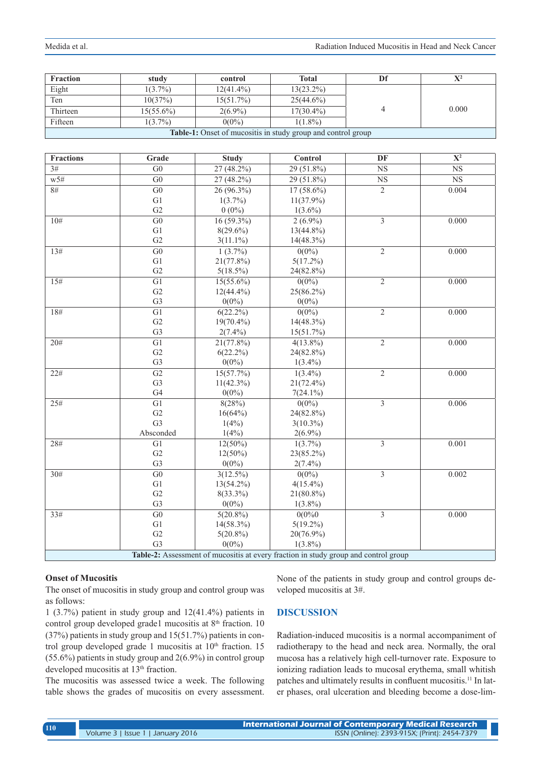| Fraction | study | control | Total | Df | $X^2$ |
|---|---|---|---|---|---|
| Eight | 1(3.7%) | 12(41.4%) | 13(23.2%) | 4 | 0.000 |
| Ten | 10(37%) | 15(51.7%) | 25(44.6%) | | |
| Thirteen | 15(55.6%) | 2(6.9%) | 17(30.4%) | | |
| Fifteen | 1(3.7%) | 0(0%) | 1(1.8%) | | |

**Table-1:** Onset of mucositis in study group and control group

| Fractions | Grade | Study | Control | DF | $X^2$ |
|---|---|---|---|---|---|
| 3# | G0 | 27 (48.2%) | 29 (51.8%) | NS | NS |
| w5# | G0 | 27 (48.2%) | 29 (51.8%) | NS | NS |
| 8# | G0 | 26 (96.3%) | 17 (58.6%) | 2 | 0.004 |
| | G1 | 1(3.7%) | 11(37.9%) | | |
| | G2 | 0 (0%) | 1(3.6%) | | |
| 10# | G0 | 16 (59.3%) | 2 (6.9%) | 3 | 0.000 |
| | G1 | 8(29.6%) | 13(44.8%) | | |
| | G2 | 3(11.1%) | 14(48.3%) | | |
| 13# | G0 | 1 (3.7%) | 0(0%) | 2 | 0.000 |
| | G1 | 21(77.8%) | 5(17.2%) | | |
| | G2 | 5(18.5%) | 24(82.8%) | | |
| 15# | G1 | 15(55.6%) | 0(0%) | 2 | 0.000 |
| | G2 | 12(44.4%) | 25(86.2%) | | |
| | G3 | 0(0%) | 0(0%) | | |
| 18# | G1 | 6(22.2%) | 0(0%) | 2 | 0.000 |
| | G2 | 19(70.4%) | 14(48.3%) | | |
| | G3 | 2(7.4%) | 15(51.7%) | | |
| 20# | G1 | 21(77.8%) | 4(13.8%) | 2 | 0.000 |
| | G2 | 6(22.2%) | 24(82.8%) | | |
| | G3 | 0(0%) | 1(3.4%) | | |
| 22# | G2 | 15(57.7%) | 1(3.4%) | 2 | 0.000 |
| | G3 | 11(42.3%) | 21(72.4%) | | |
| | G4 | 0(0%) | 7(24.1%) | | |
| 25# | G1 | 8(28%) | 0(0%) | 3 | 0.006 |
| | G2 | 16(64%) | 24(82.8%) | | |
| | G3 | 1(4%) | 3(10.3%) | | |
| | Absconded | 1(4%) | 2(6.9%) | | |
| 28# | G1 | 12(50%) | 1(3.7%) | 3 | 0.001 |
| | G2 | 12(50%) | 23(85.2%) | | |
| | G3 | 0(0%) | 2(7.4%) | | |
| 30# | G0 | 3(12.5%) | 0(0%) | 3 | 0.002 |
| | G1 | 13(54.2%) | 4(15.4%) | | |
| | G2 | 8(33.3%) | 21(80.8%) | | |
| | G3 | 0(0%) | 1(3.8%) | | |
| 33# | G0 | 5(20.8%) | 0(0%0 | 3 | 0.000 |
| | G1 | 14(58.3%) | 5(19.2%) | | |
| | G2 | 5(20.8%) | 20(76.9%) | | |
| | G3 | 0(0%) | 1(3.8%) | | |

**Table-2:** Assessment of mucositis at every fraction in study group and control group

### Onset of Mucositis

The onset of mucositis in study group and control group was as follows:

1 (3.7%) patient in study group and 12(41.4%) patients in control group developed grade1 mucositis at 8th fraction. 10 (37%) patients in study group and 15(51.7%) patients in control group developed grade 1 mucositis at 10th fraction. 15 (55.6%) patients in study group and 2(6.9%) in control group developed mucositis at 13th fraction.

The mucositis was assessed twice a week. The following table shows the grades of mucositis on every assessment. None of the patients in study group and control groups developed mucositis at 3#.

## DISCUSSION

Radiation-induced mucositis is a normal accompaniment of radiotherapy to the head and neck area. Normally, the oral mucosa has a relatively high cell-turnover rate. Exposure to ionizing radiation leads to mucosal erythema, small whitish patches and ultimately results in confluent mucositis.[11] In later phases, oral ulceration and bleeding become a dose-lim-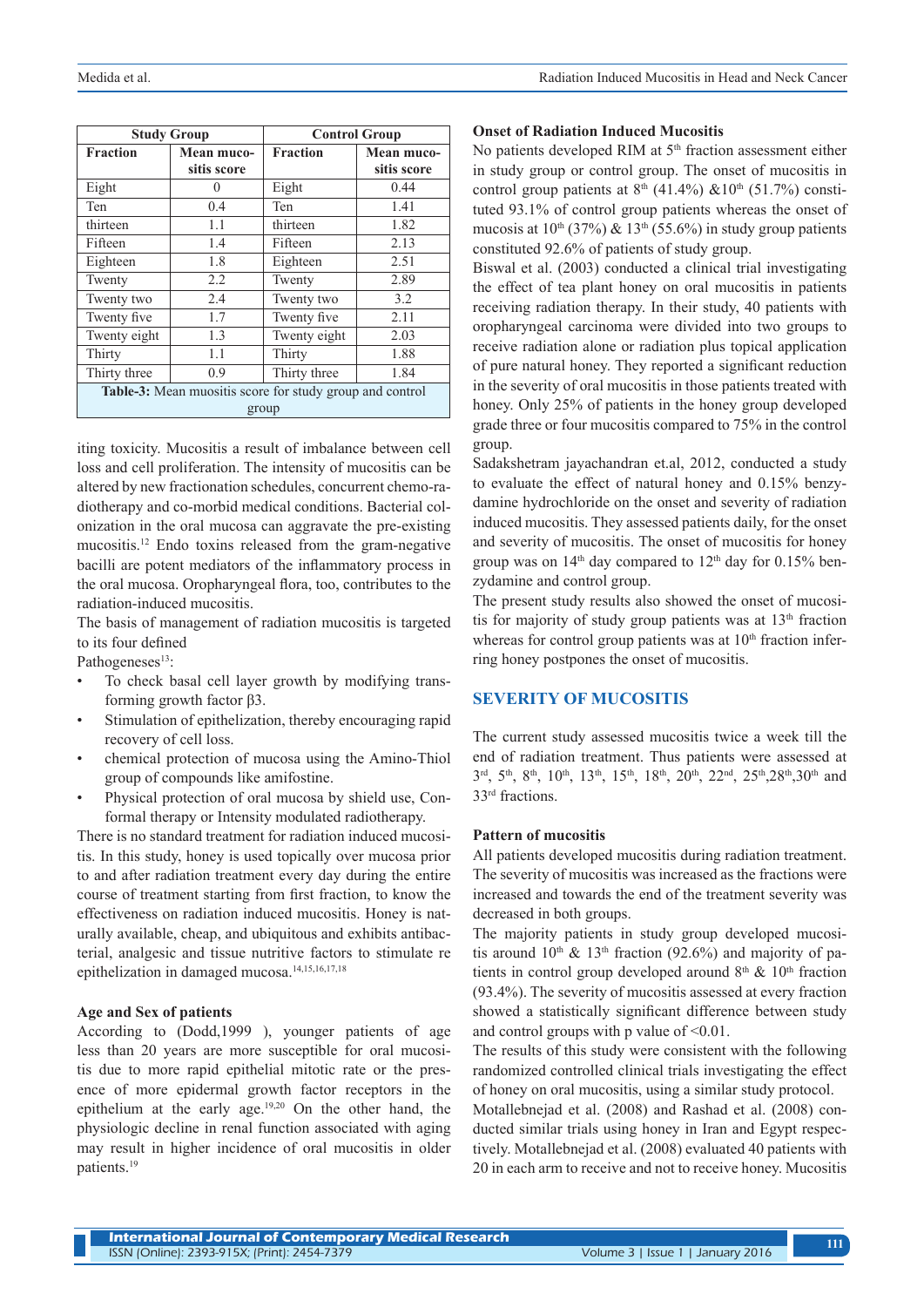| Study Group | | Control Group | |
|---|---|---|---|
| Fraction | Mean mucositis score | Fraction | Mean mucositis score |
| Eight | 0 | Eight | 0.44 |
| Ten | 0.4 | Ten | 1.41 |
| thirteen | 1.1 | thirteen | 1.82 |
| Fifteen | 1.4 | Fifteen | 2.13 |
| Eighteen | 1.8 | Eighteen | 2.51 |
| Twenty | 2.2 | Twenty | 2.89 |
| Twenty two | 2.4 | Twenty two | 3.2 |
| Twenty five | 1.7 | Twenty five | 2.11 |
| Twenty eight | 1.3 | Twenty eight | 2.03 |
| Thirty | 1.1 | Thirty | 1.88 |
| Thirty three | 0.9 | Thirty three | 1.84 |

**Table-3:** Mean muositis score for study group and control group

iting toxicity. Mucositis a result of imbalance between cell loss and cell proliferation. The intensity of mucositis can be altered by new fractionation schedules, concurrent chemo-radiotherapy and co-morbid medical conditions. Bacterial colonization in the oral mucosa can aggravate the pre-existing mucositis.[12] Endo toxins released from the gram-negative bacilli are potent mediators of the inflammatory process in the oral mucosa. Oropharyngeal flora, too, contributes to the radiation-induced mucositis.

The basis of management of radiation mucositis is targeted to its four defined

Pathogeneses[13]:

- To check basal cell layer growth by modifying transforming growth factor β3.
- Stimulation of epithelization, thereby encouraging rapid recovery of cell loss.
- chemical protection of mucosa using the Amino-Thiol group of compounds like amifostine.
- Physical protection of oral mucosa by shield use, Conformal therapy or Intensity modulated radiotherapy.

There is no standard treatment for radiation induced mucositis. In this study, honey is used topically over mucosa prior to and after radiation treatment every day during the entire course of treatment starting from first fraction, to know the effectiveness on radiation induced mucositis. Honey is naturally available, cheap, and ubiquitous and exhibits antibacterial, analgesic and tissue nutritive factors to stimulate re epithelization in damaged mucosa.[14,15,16,17,18]

### Age and Sex of patients

According to (Dodd,1999 ), younger patients of age less than 20 years are more susceptible for oral mucositis due to more rapid epithelial mitotic rate or the presence of more epidermal growth factor receptors in the epithelium at the early age.[19,20] On the other hand, the physiologic decline in renal function associated with aging may result in higher incidence of oral mucositis in older patients.[19]

### Onset of Radiation Induced Mucositis

No patients developed RIM at 5th fraction assessment either in study group or control group. The onset of mucositis in control group patients at 8th (41.4%) &10th (51.7%) constituted 93.1% of control group patients whereas the onset of mucosis at 10th (37%) & 13th (55.6%) in study group patients constituted 92.6% of patients of study group.

Biswal et al. (2003) conducted a clinical trial investigating the effect of tea plant honey on oral mucositis in patients receiving radiation therapy. In their study, 40 patients with oropharyngeal carcinoma were divided into two groups to receive radiation alone or radiation plus topical application of pure natural honey. They reported a significant reduction in the severity of oral mucositis in those patients treated with honey. Only 25% of patients in the honey group developed grade three or four mucositis compared to 75% in the control group.

Sadakshetram jayachandran et.al, 2012, conducted a study to evaluate the effect of natural honey and 0.15% benzydamine hydrochloride on the onset and severity of radiation induced mucositis. They assessed patients daily, for the onset and severity of mucositis. The onset of mucositis for honey group was on 14th day compared to 12th day for 0.15% benzydamine and control group.

The present study results also showed the onset of mucositis for majority of study group patients was at 13th fraction whereas for control group patients was at 10th fraction inferring honey postpones the onset of mucositis.

## SEVERITY OF MUCOSITIS

The current study assessed mucositis twice a week till the end of radiation treatment. Thus patients were assessed at 3rd, 5th, 8th, 10th, 13th, 15th, 18th, 20th, 22nd, 25th,28th,30th and 33rd fractions.

### Pattern of mucositis

All patients developed mucositis during radiation treatment. The severity of mucositis was increased as the fractions were increased and towards the end of the treatment severity was decreased in both groups.

The majority patients in study group developed mucositis around 10th & 13th fraction (92.6%) and majority of patients in control group developed around 8th & 10th fraction (93.4%). The severity of mucositis assessed at every fraction showed a statistically significant difference between study and control groups with p value of $<0.01$.

The results of this study were consistent with the following randomized controlled clinical trials investigating the effect of honey on oral mucositis, using a similar study protocol.

Motallebnejad et al. (2008) and Rashad et al. (2008) conducted similar trials using honey in Iran and Egypt respectively. Motallebnejad et al. (2008) evaluated 40 patients with 20 in each arm to receive and not to receive honey. Mucositis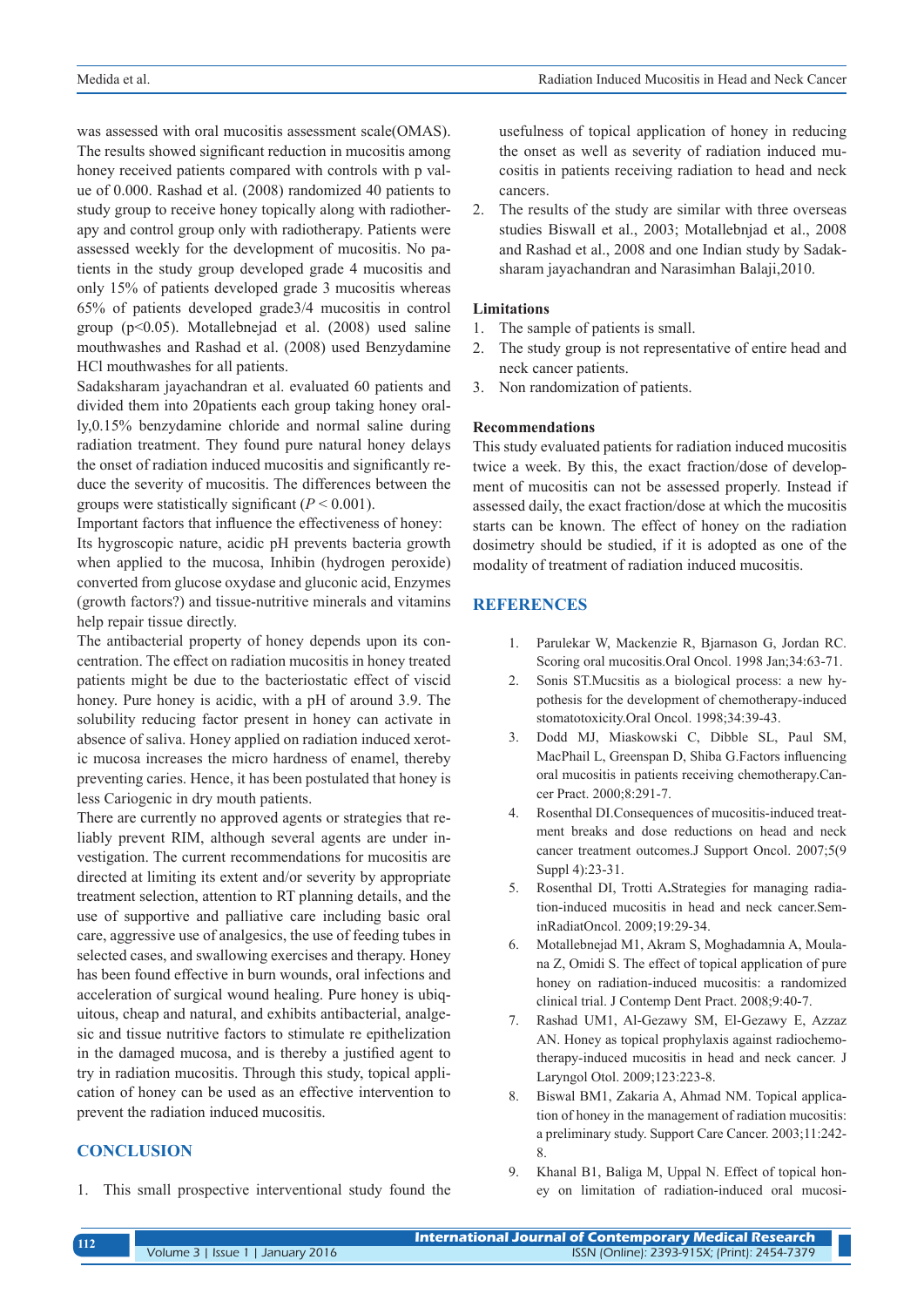was assessed with oral mucositis assessment scale(OMAS). The results showed significant reduction in mucositis among honey received patients compared with controls with p value of 0.000. Rashad et al. (2008) randomized 40 patients to study group to receive honey topically along with radiotherapy and control group only with radiotherapy. Patients were assessed weekly for the development of mucositis. No patients in the study group developed grade 4 mucositis and only 15% of patients developed grade 3 mucositis whereas 65% of patients developed grade3/4 mucositis in control group ($p<0.05$). Motallebnejad et al. (2008) used saline mouthwashes and Rashad et al. (2008) used Benzydamine HCl mouthwashes for all patients.

Sadaksharam jayachandran et al. evaluated 60 patients and divided them into 20patients each group taking honey orally,0.15% benzydamine chloride and normal saline during radiation treatment. They found pure natural honey delays the onset of radiation induced mucositis and significantly reduce the severity of mucositis. The differences between the groups were statistically significant ($P < 0.001$).

Important factors that influence the effectiveness of honey: Its hygroscopic nature, acidic pH prevents bacteria growth when applied to the mucosa, Inhibin (hydrogen peroxide) converted from glucose oxydase and gluconic acid, Enzymes (growth factors?) and tissue-nutritive minerals and vitamins help repair tissue directly.

The antibacterial property of honey depends upon its concentration. The effect on radiation mucositis in honey treated patients might be due to the bacteriostatic effect of viscid honey. Pure honey is acidic, with a pH of around 3.9. The solubility reducing factor present in honey can activate in absence of saliva. Honey applied on radiation induced xerotic mucosa increases the micro hardness of enamel, thereby preventing caries. Hence, it has been postulated that honey is less Cariogenic in dry mouth patients.

There are currently no approved agents or strategies that reliably prevent RIM, although several agents are under investigation. The current recommendations for mucositis are directed at limiting its extent and/or severity by appropriate treatment selection, attention to RT planning details, and the use of supportive and palliative care including basic oral care, aggressive use of analgesics, the use of feeding tubes in selected cases, and swallowing exercises and therapy. Honey has been found effective in burn wounds, oral infections and acceleration of surgical wound healing. Pure honey is ubiquitous, cheap and natural, and exhibits antibacterial, analgesic and tissue nutritive factors to stimulate re epithelization in the damaged mucosa, and is thereby a justified agent to try in radiation mucositis. Through this study, topical application of honey can be used as an effective intervention to prevent the radiation induced mucositis.

## CONCLUSION

1. This small prospective interventional study found the usefulness of topical application of honey in reducing the onset as well as severity of radiation induced mucositis in patients receiving radiation to head and neck cancers.
2. The results of the study are similar with three overseas studies Biswall et al., 2003; Motallebnjad et al., 2008 and Rashad et al., 2008 and one Indian study by Sadaksharam jayachandran and Narasimhan Balaji,2010.

### Limitations

1. The sample of patients is small.
2. The study group is not representative of entire head and neck cancer patients.
3. Non randomization of patients.

### Recommendations

This study evaluated patients for radiation induced mucositis twice a week. By this, the exact fraction/dose of development of mucositis can not be assessed properly. Instead if assessed daily, the exact fraction/dose at which the mucositis starts can be known. The effect of honey on the radiation dosimetry should be studied, if it is adopted as one of the modality of treatment of radiation induced mucositis.

## REFERENCES

1. Parulekar W, Mackenzie R, Bjarnason G, Jordan RC. Scoring oral mucositis.Oral Oncol. 1998 Jan;34:63-71.
2. Sonis ST.Mucsitis as a biological process: a new hypothesis for the development of chemotherapy-induced stomatotoxicity.Oral Oncol. 1998;34:39-43.
3. Dodd MJ, Miaskowski C, Dibble SL, Paul SM, MacPhail L, Greenspan D, Shiba G.Factors influencing oral mucositis in patients receiving chemotherapy.Cancer Pract. 2000;8:291-7.
4. Rosenthal DI.Consequences of mucositis-induced treatment breaks and dose reductions on head and neck cancer treatment outcomes.J Support Oncol. 2007;5(9 Suppl 4):23-31.
5. Rosenthal DI, Trotti A.Strategies for managing radiation-induced mucositis in head and neck cancer.SeminRadiatOncol. 2009;19:29-34.
6. Motallebnejad M1, Akram S, Moghadamnia A, Moulana Z, Omidi S. The effect of topical application of pure honey on radiation-induced mucositis: a randomized clinical trial. J Contemp Dent Pract. 2008;9:40-7.
7. Rashad UM1, Al-Gezawy SM, El-Gezawy E, Azzaz AN. Honey as topical prophylaxis against radiochemotherapy-induced mucositis in head and neck cancer. J Laryngol Otol. 2009;123:223-8.
8. Biswal BM1, Zakaria A, Ahmad NM. Topical application of honey in the management of radiation mucositis: a preliminary study. Support Care Cancer. 2003;11:242-8.
9. Khanal B1, Baliga M, Uppal N. Effect of topical honey on limitation of radiation-induced oral mucosi-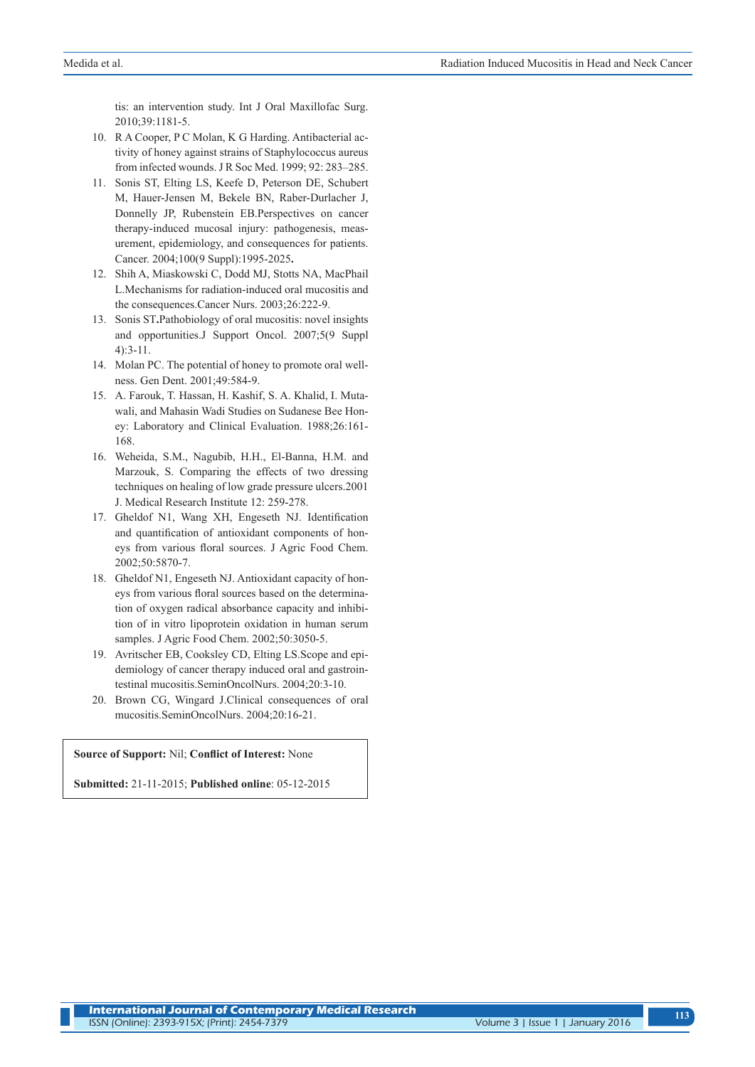tis: an intervention study. Int J Oral Maxillofac Surg. 2010;39:1181-5.

10. R A Cooper, P C Molan, K G Harding. Antibacterial activity of honey against strains of Staphylococcus aureus from infected wounds. J R Soc Med. 1999; 92: 283–285.
11. Sonis ST, Elting LS, Keefe D, Peterson DE, Schubert M, Hauer-Jensen M, Bekele BN, Raber-Durlacher J, Donnelly JP, Rubenstein EB.Perspectives on cancer therapy-induced mucosal injury: pathogenesis, measurement, epidemiology, and consequences for patients. Cancer. 2004;100(9 Suppl):1995-2025**.**
12. Shih A, Miaskowski C, Dodd MJ, Stotts NA, MacPhail L.Mechanisms for radiation-induced oral mucositis and the consequences.Cancer Nurs. 2003;26:222-9.
13. Sonis ST**.**Pathobiology of oral mucositis: novel insights and opportunities.J Support Oncol. 2007;5(9 Suppl 4):3-11.
14. Molan PC. The potential of honey to promote oral wellness. Gen Dent. 2001;49:584-9.
15. A. Farouk, T. Hassan, H. Kashif, S. A. Khalid, I. Mutawali, and Mahasin Wadi Studies on Sudanese Bee Honey: Laboratory and Clinical Evaluation. 1988;26:161-168.
16. Weheida, S.M., Nagubib, H.H., El-Banna, H.M. and Marzouk, S. Comparing the effects of two dressing techniques on healing of low grade pressure ulcers.2001 J. Medical Research Institute 12: 259-278.
17. Gheldof N1, Wang XH, Engeseth NJ. Identification and quantification of antioxidant components of honeys from various floral sources. J Agric Food Chem. 2002;50:5870-7.
18. Gheldof N1, Engeseth NJ. Antioxidant capacity of honeys from various floral sources based on the determination of oxygen radical absorbance capacity and inhibition of in vitro lipoprotein oxidation in human serum samples. J Agric Food Chem. 2002;50:3050-5.
19. Avritscher EB, Cooksley CD, Elting LS.Scope and epidemiology of cancer therapy induced oral and gastrointestinal mucositis.SeminOncolNurs. 2004;20:3-10.
20. Brown CG, Wingard J.Clinical consequences of oral mucositis.SeminOncolNurs. 2004;20:16-21.

**Source of Support:** Nil; **Conflict of Interest:** None

**Submitted:** 21-11-2015; **Published online**: 05-12-2015